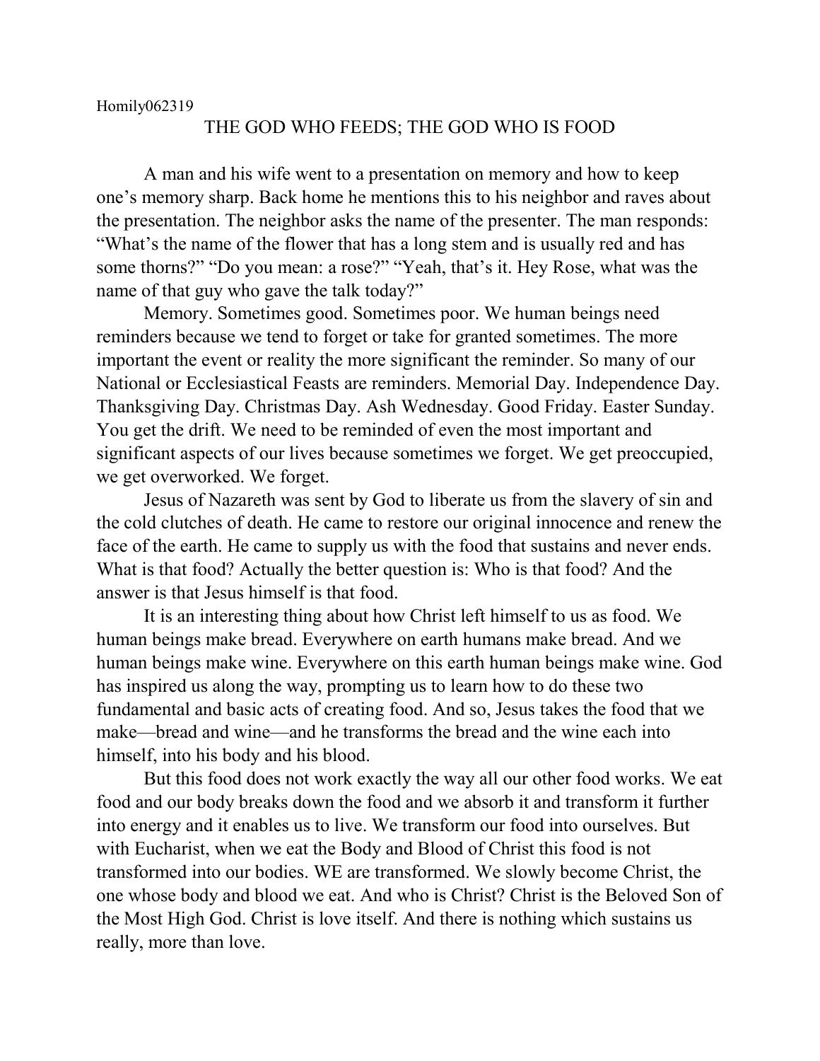Homily062319

# THE GOD WHO FEEDS; THE GOD WHO IS FOOD

A man and his wife went to a presentation on memory and how to keep one's memory sharp. Back home he mentions this to his neighbor and raves about the presentation. The neighbor asks the name of the presenter. The man responds: "What's the name of the flower that has a long stem and is usually red and has some thorns?" "Do you mean: a rose?" "Yeah, that's it. Hey Rose, what was the name of that guy who gave the talk today?"

Memory. Sometimes good. Sometimes poor. We human beings need reminders because we tend to forget or take for granted sometimes. The more important the event or reality the more significant the reminder. So many of our National or Ecclesiastical Feasts are reminders. Memorial Day. Independence Day. Thanksgiving Day. Christmas Day. Ash Wednesday. Good Friday. Easter Sunday. You get the drift. We need to be reminded of even the most important and significant aspects of our lives because sometimes we forget. We get preoccupied, we get overworked. We forget.

Jesus of Nazareth was sent by God to liberate us from the slavery of sin and the cold clutches of death. He came to restore our original innocence and renew the face of the earth. He came to supply us with the food that sustains and never ends. What is that food? Actually the better question is: Who is that food? And the answer is that Jesus himself is that food.

It is an interesting thing about how Christ left himself to us as food. We human beings make bread. Everywhere on earth humans make bread. And we human beings make wine. Everywhere on this earth human beings make wine. God has inspired us along the way, prompting us to learn how to do these two fundamental and basic acts of creating food. And so, Jesus takes the food that we make—bread and wine—and he transforms the bread and the wine each into himself, into his body and his blood.

But this food does not work exactly the way all our other food works. We eat food and our body breaks down the food and we absorb it and transform it further into energy and it enables us to live. We transform our food into ourselves. But with Eucharist, when we eat the Body and Blood of Christ this food is not transformed into our bodies. WE are transformed. We slowly become Christ, the one whose body and blood we eat. And who is Christ? Christ is the Beloved Son of the Most High God. Christ is love itself. And there is nothing which sustains us really, more than love.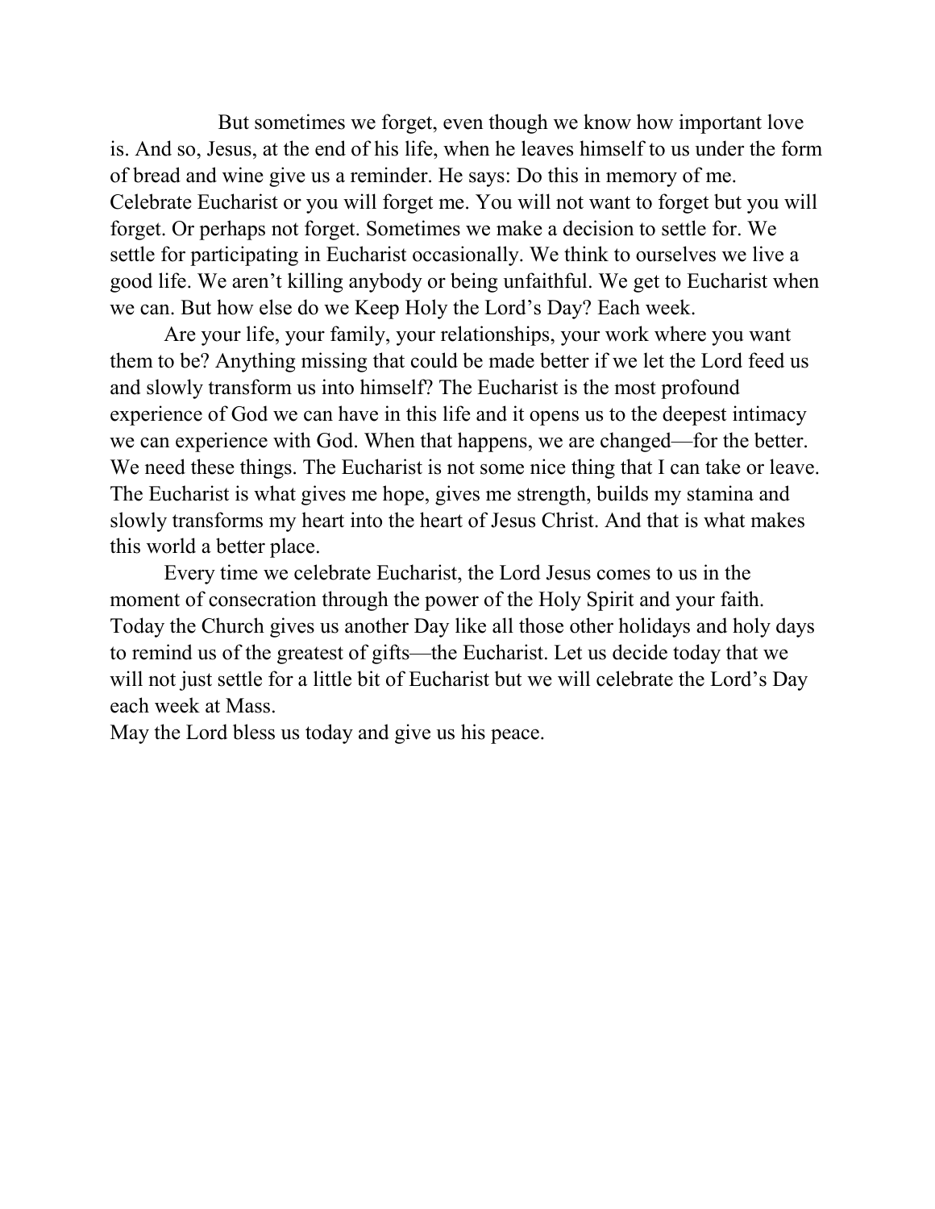But sometimes we forget, even though we know how important love is. And so, Jesus, at the end of his life, when he leaves himself to us under the form of bread and wine give us a reminder. He says: Do this in memory of me. Celebrate Eucharist or you will forget me. You will not want to forget but you will forget. Or perhaps not forget. Sometimes we make a decision to settle for. We settle for participating in Eucharist occasionally. We think to ourselves we live a good life. We aren't killing anybody or being unfaithful. We get to Eucharist when we can. But how else do we Keep Holy the Lord's Day? Each week.

Are your life, your family, your relationships, your work where you want them to be? Anything missing that could be made better if we let the Lord feed us and slowly transform us into himself? The Eucharist is the most profound experience of God we can have in this life and it opens us to the deepest intimacy we can experience with God. When that happens, we are changed—for the better. We need these things. The Eucharist is not some nice thing that I can take or leave. The Eucharist is what gives me hope, gives me strength, builds my stamina and slowly transforms my heart into the heart of Jesus Christ. And that is what makes this world a better place.

Every time we celebrate Eucharist, the Lord Jesus comes to us in the moment of consecration through the power of the Holy Spirit and your faith. Today the Church gives us another Day like all those other holidays and holy days to remind us of the greatest of gifts—the Eucharist. Let us decide today that we will not just settle for a little bit of Eucharist but we will celebrate the Lord's Day each week at Mass.

May the Lord bless us today and give us his peace.